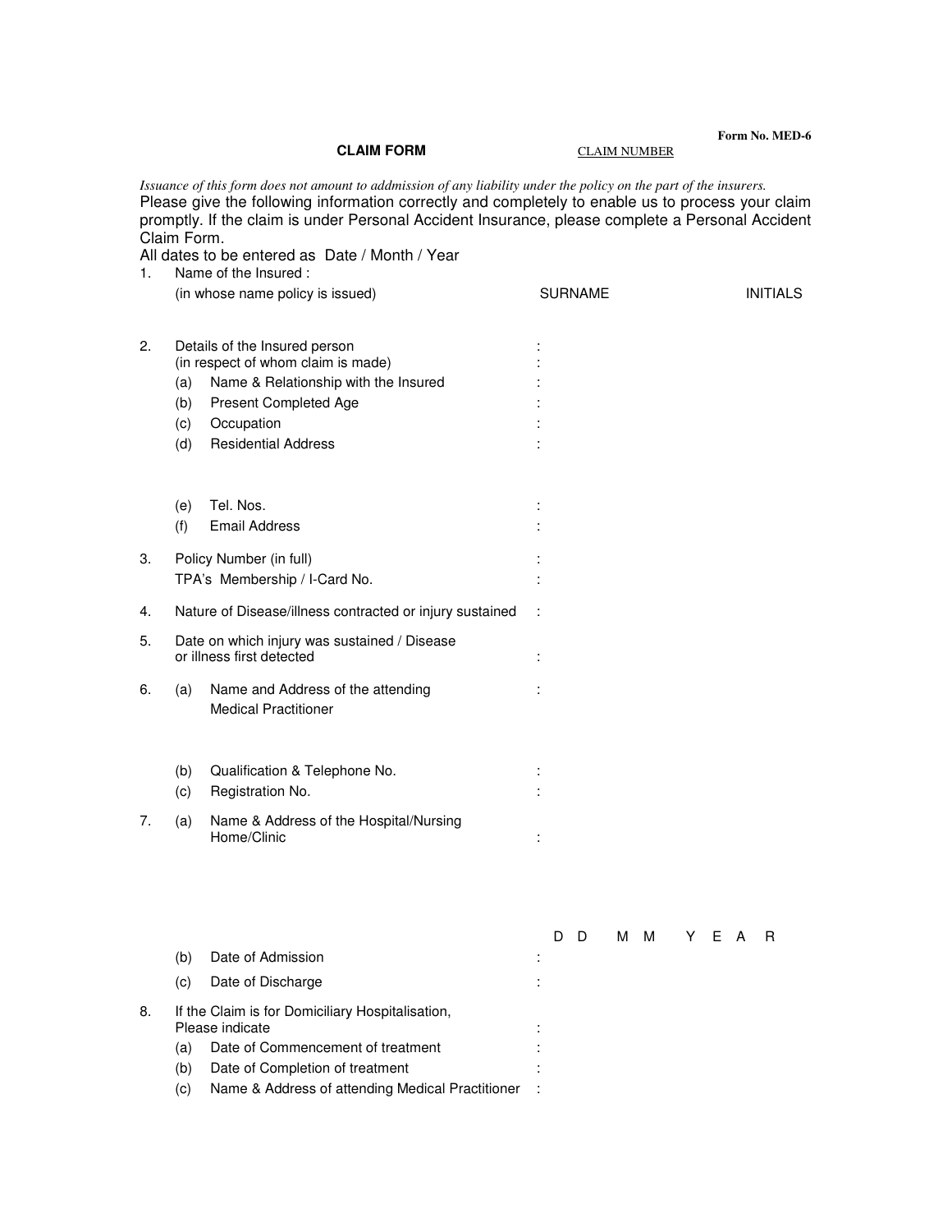**Form No. MED-6**

**CLAIM FORM** CLAIM NUMBER

*Issuance of this form does not amount to admission of any liability under the policy on the part of the insurers.*

Please give the following information correctly and completely to enable us to process your claim promptly. If the claim is under Personal Accident Insurance, please complete a Personal Accident Claim Form.

All dates to be entered as Date / Month / Year

1. Name of the Insured :
   (in whose name policy is issued) SURNAME INITIALS

2. Details of the Insured person :
   (in respect of whom claim is made) :
   - (a) Name & Relationship with the Insured :
   - (b) Present Completed Age :
   - (c) Occupation :
   - (d) Residential Address :
   - (e) Tel. Nos. :
   - (f) Email Address :

3. Policy Number (in full) :
   TPA's Membership / I-Card No. :

4. Nature of Disease/illness contracted or injury sustained :

5. Date on which injury was sustained / Disease or illness first detected :

6. (a) Name and Address of the attending Medical Practitioner :
   - (b) Qualification & Telephone No. :
   - (c) Registration No. :

7. (a) Name & Address of the Hospital/Nursing Home/Clinic :

   | | | D D | M M | Y E A R |
   |---|---|---|---|---|
   | (b) | Date of Admission : | | | |
   | (c) | Date of Discharge : | | | |

8. If the Claim is for Domiciliary Hospitalisation, Please indicate :
   - (a) Date of Commencement of treatment :
   - (b) Date of Completion of treatment :
   - (c) Name & Address of attending Medical Practitioner :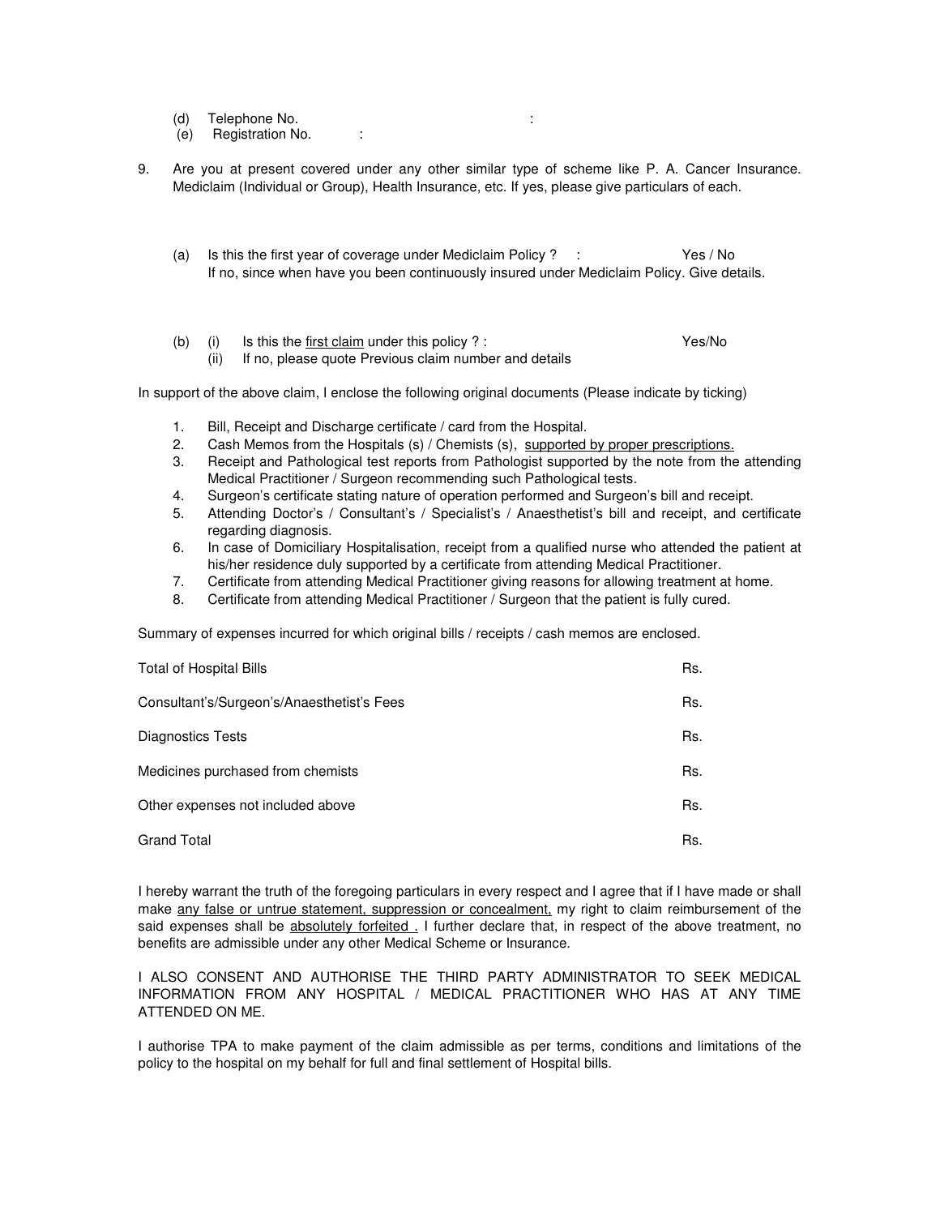(d) Telephone No. :

(e) Registration No. :

9. Are you at present covered under any other similar type of scheme like P. A. Cancer Insurance. Mediclaim (Individual or Group), Health Insurance, etc. If yes, please give particulars of each.

   (a) Is this the first year of coverage under Mediclaim Policy ? : Yes / No
   If no, since when have you been continuously insured under Mediclaim Policy. Give details.

   (b) (i) Is this the <u>first claim</u> under this policy ? : Yes/No
   (ii) If no, please quote Previous claim number and details

In support of the above claim, I enclose the following original documents (Please indicate by ticking)

1. Bill, Receipt and Discharge certificate / card from the Hospital.
2. Cash Memos from the Hospitals (s) / Chemists (s), <u>supported by proper prescriptions.</u>
3. Receipt and Pathological test reports from Pathologist supported by the note from the attending Medical Practitioner / Surgeon recommending such Pathological tests.
4. Surgeon's certificate stating nature of operation performed and Surgeon's bill and receipt.
5. Attending Doctor's / Consultant's / Specialist's / Anaesthetist's bill and receipt, and certificate regarding diagnosis.
6. In case of Domiciliary Hospitalisation, receipt from a qualified nurse who attended the patient at his/her residence duly supported by a certificate from attending Medical Practitioner.
7. Certificate from attending Medical Practitioner giving reasons for allowing treatment at home.
8. Certificate from attending Medical Practitioner / Surgeon that the patient is fully cured.

Summary of expenses incurred for which original bills / receipts / cash memos are enclosed.

| | |
|---|---|
| Total of Hospital Bills | Rs. |
| Consultant's/Surgeon's/Anaesthetist's Fees | Rs. |
| Diagnostics Tests | Rs. |
| Medicines purchased from chemists | Rs. |
| Other expenses not included above | Rs. |
| Grand Total | Rs. |

I hereby warrant the truth of the foregoing particulars in every respect and I agree that if I have made or shall make <u>any false or untrue statement, suppression or concealment,</u> my right to claim reimbursement of the said expenses shall be <u>absolutely forfeited .</u> I further declare that, in respect of the above treatment, no benefits are admissible under any other Medical Scheme or Insurance.

I ALSO CONSENT AND AUTHORISE THE THIRD PARTY ADMINISTRATOR TO SEEK MEDICAL INFORMATION FROM ANY HOSPITAL / MEDICAL PRACTITIONER WHO HAS AT ANY TIME ATTENDED ON ME.

I authorise TPA to make payment of the claim admissible as per terms, conditions and limitations of the policy to the hospital on my behalf for full and final settlement of Hospital bills.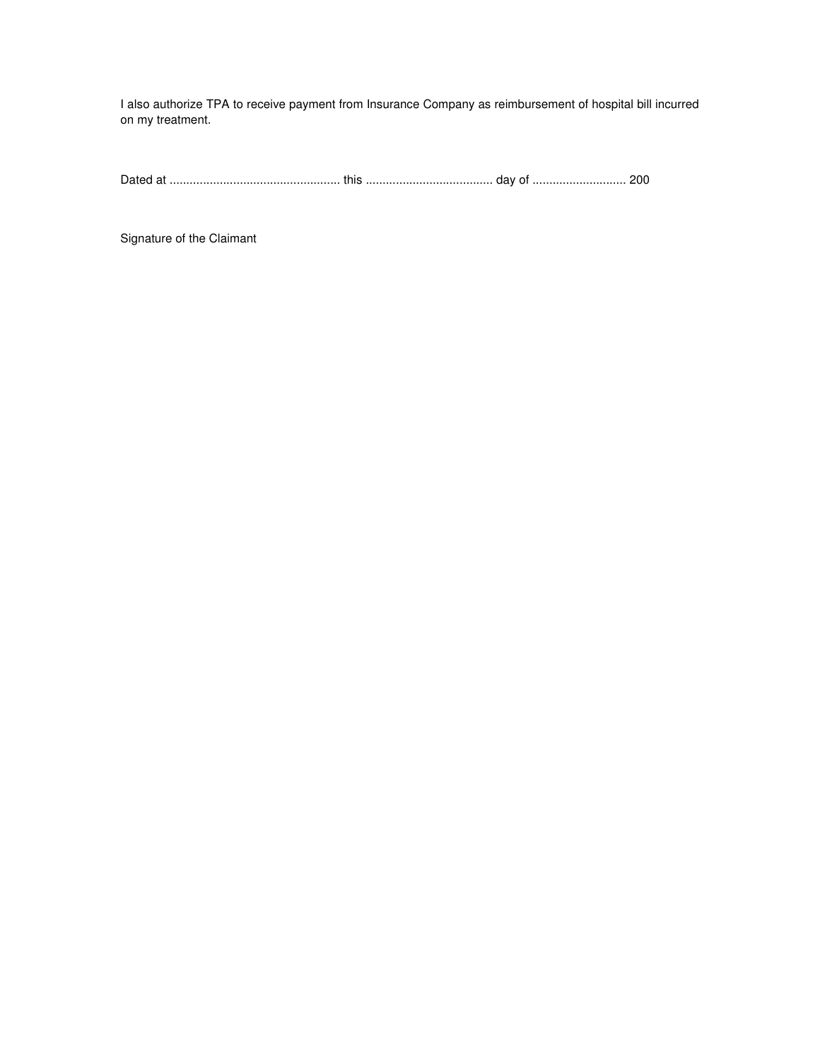I also authorize TPA to receive payment from Insurance Company as reimbursement of hospital bill incurred on my treatment.

Dated at .................................................... this ...................................... day of ............................ 200

Signature of the Claimant